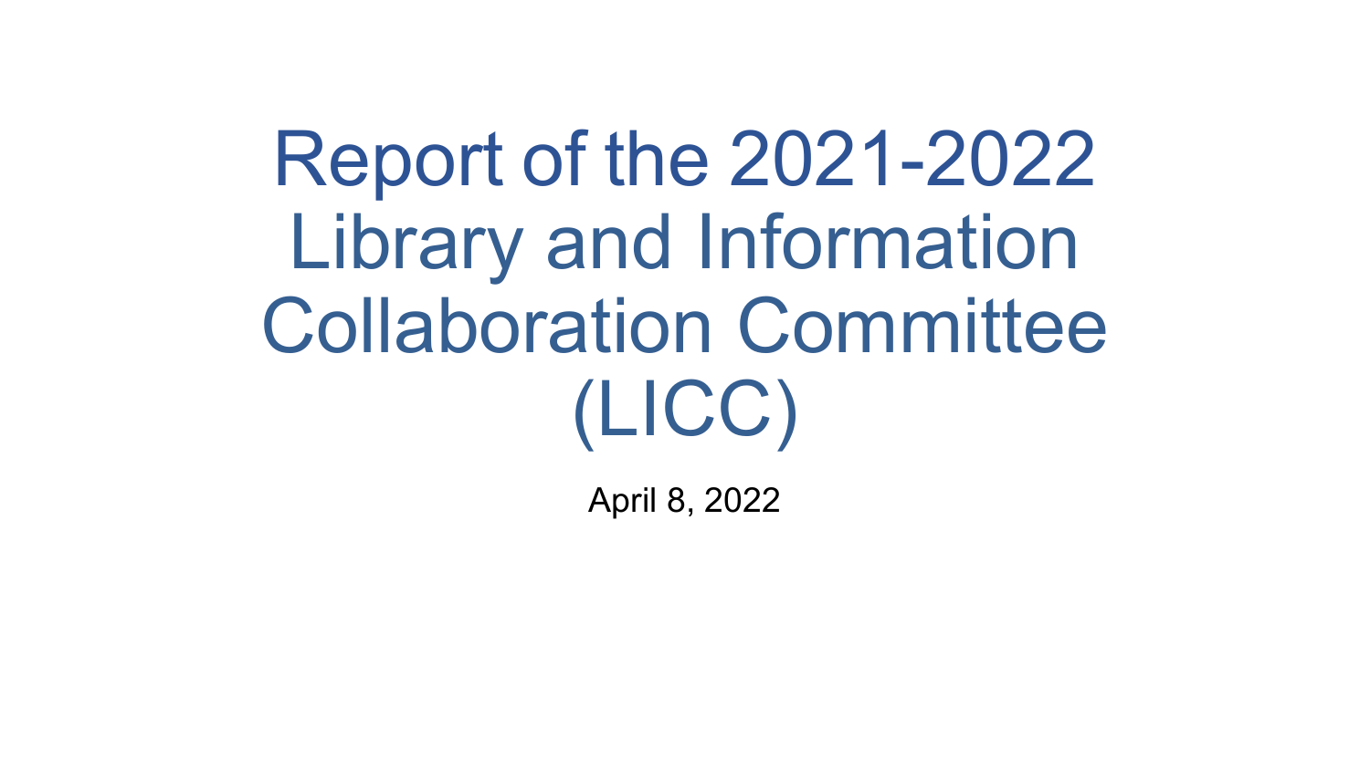# Report of the 2021-2022 Library and Information Collaboration Committee (LICC)

April 8, 2022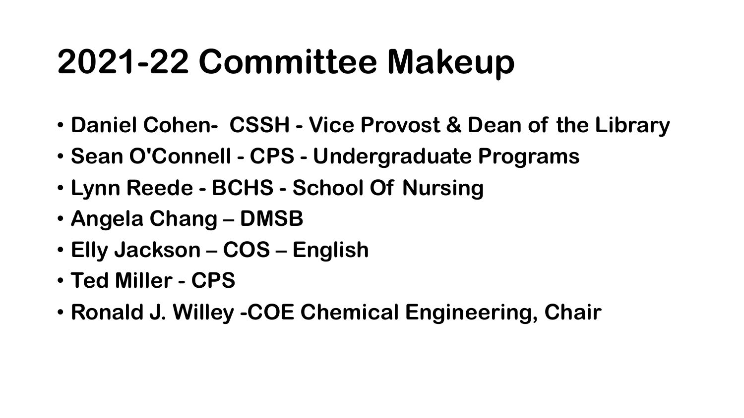# 2021-22 Committee Makeup

- **Daniel Cohen- CSSH - Vice Provost & Dean of the Library**
- **Sean O'Connell - CPS - Undergraduate Programs**
- **Lynn Reede - BCHS - School Of Nursing**
- **Angela Chang – DMSB**
- **Elly Jackson – COS – English**
- **Ted Miller - CPS**
- **Ronald J. Willey -COE Chemical Engineering, Chair**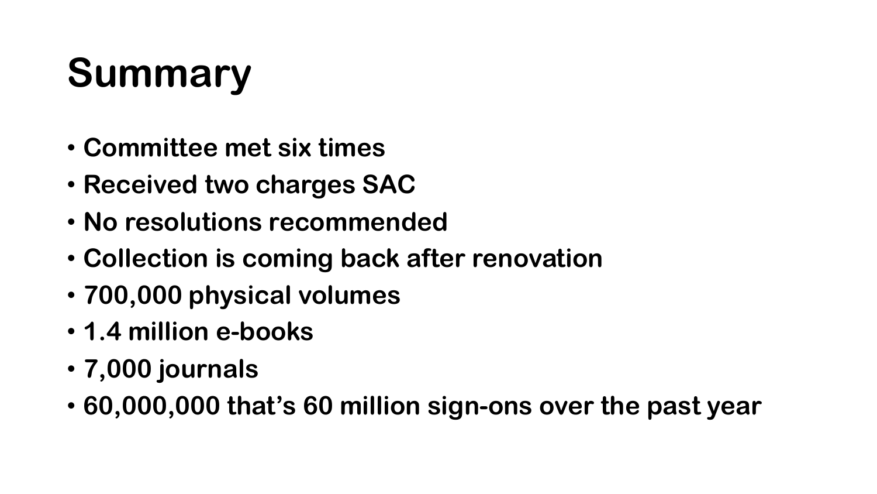# Summary

- Committee met six times
- Received two charges SAC
- No resolutions recommended
- Collection is coming back after renovation
- 700,000 physical volumes
- 1.4 million e-books
- 7,000 journals
- 60,000,000 that's 60 million sign-ons over the past year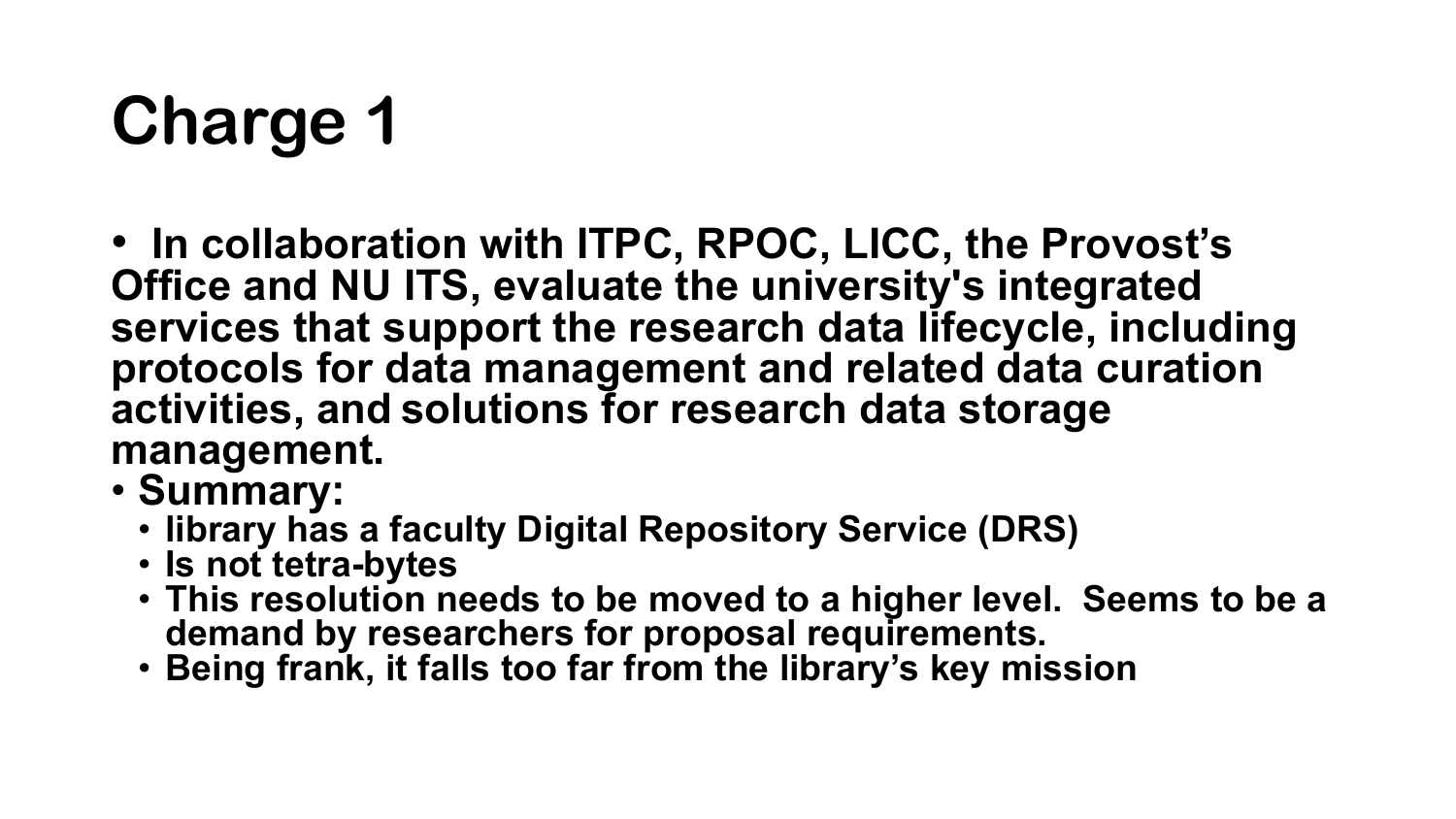# Charge 1

- In collaboration with ITPC, RPOC, LICC, the Provost's Office and NU ITS, evaluate the university's integrated services that support the research data lifecycle, including protocols for data management and related data curation activities, and solutions for research data storage management.
- Summary:
  - library has a faculty Digital Repository Service (DRS)
  - Is not tetra-bytes
  - This resolution needs to be moved to a higher level. Seems to be a demand by researchers for proposal requirements.
  - Being frank, it falls too far from the library's key mission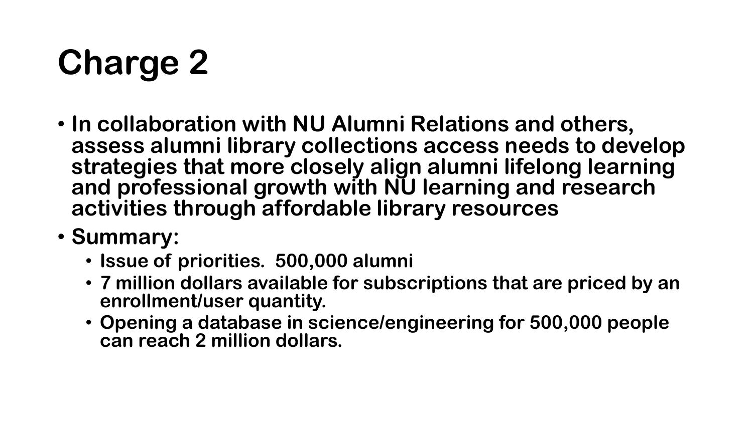# Charge 2

- In collaboration with NU Alumni Relations and others, assess alumni library collections access needs to develop strategies that more closely align alumni lifelong learning and professional growth with NU learning and research activities through affordable library resources
- Summary:
  - Issue of priorities. 500,000 alumni
  - 7 million dollars available for subscriptions that are priced by an enrollment/user quantity.
  - Opening a database in science/engineering for 500,000 people can reach 2 million dollars.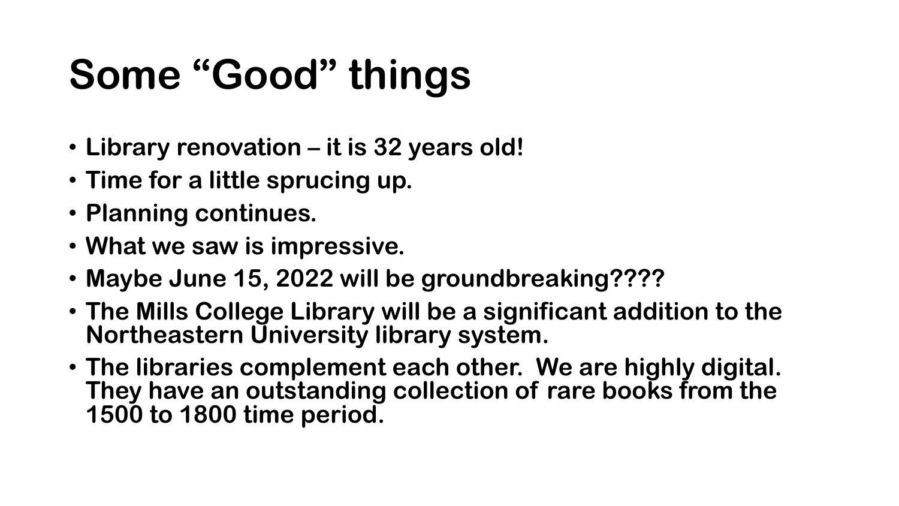# Some "Good" things

- Library renovation – it is 32 years old!
- Time for a little sprucing up.
- Planning continues.
- What we saw is impressive.
- Maybe June 15, 2022 will be groundbreaking????
- The Mills College Library will be a significant addition to the Northeastern University library system.
- The libraries complement each other. We are highly digital. They have an outstanding collection of rare books from the 1500 to 1800 time period.